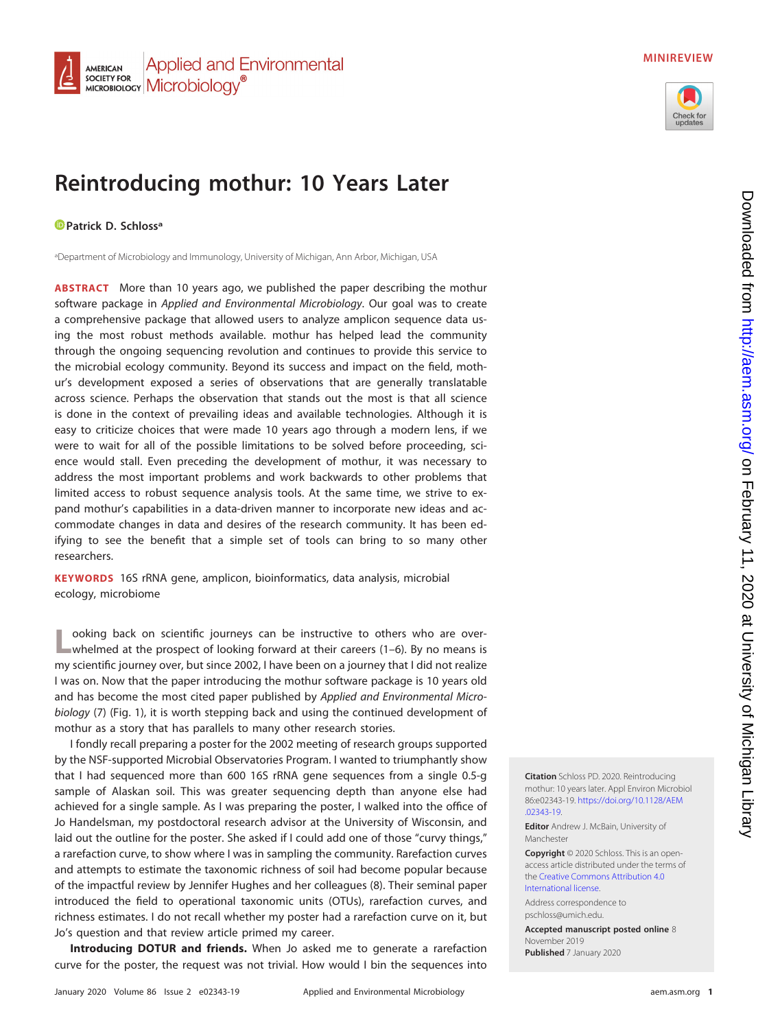MINIREVIEW

# Reintroducing mothur: 10 Years Later

**Patrick D. Schloss**[a]

[a]Department of Microbiology and Immunology, University of Michigan, Ann Arbor, Michigan, USA

**ABSTRACT** More than 10 years ago, we published the paper describing the mothur software package in *Applied and Environmental Microbiology*. Our goal was to create a comprehensive package that allowed users to analyze amplicon sequence data using the most robust methods available. mothur has helped lead the community through the ongoing sequencing revolution and continues to provide this service to the microbial ecology community. Beyond its success and impact on the field, mothur's development exposed a series of observations that are generally translatable across science. Perhaps the observation that stands out the most is that all science is done in the context of prevailing ideas and available technologies. Although it is easy to criticize choices that were made 10 years ago through a modern lens, if we were to wait for all of the possible limitations to be solved before proceeding, science would stall. Even preceding the development of mothur, it was necessary to address the most important problems and work backwards to other problems that limited access to robust sequence analysis tools. At the same time, we strive to expand mothur's capabilities in a data-driven manner to incorporate new ideas and accommodate changes in data and desires of the research community. It has been edifying to see the benefit that a simple set of tools can bring to so many other researchers.

**KEYWORDS** 16S rRNA gene, amplicon, bioinformatics, data analysis, microbial ecology, microbiome

**Citation** Schloss PD. 2020. Reintroducing mothur: 10 years later. Appl Environ Microbiol 86:e02343-19. https://doi.org/10.1128/AEM.02343-19.

**Editor** Andrew J. McBain, University of Manchester

**Copyright** © 2020 Schloss. This is an open-access article distributed under the terms of the Creative Commons Attribution 4.0 International license.

Address correspondence to pschloss@umich.edu.

**Accepted manuscript posted online** 8 November 2019

**Published** 7 January 2020

Looking back on scientific journeys can be instructive to others who are overwhelmed at the prospect of looking forward at their careers (1–6). By no means is my scientific journey over, but since 2002, I have been on a journey that I did not realize I was on. Now that the paper introducing the mothur software package is 10 years old and has become the most cited paper published by *Applied and Environmental Microbiology* (7) (Fig. 1), it is worth stepping back and using the continued development of mothur as a story that has parallels to many other research stories.

I fondly recall preparing a poster for the 2002 meeting of research groups supported by the NSF-supported Microbial Observatories Program. I wanted to triumphantly show that I had sequenced more than 600 16S rRNA gene sequences from a single 0.5-g sample of Alaskan soil. This was greater sequencing depth than anyone else had achieved for a single sample. As I was preparing the poster, I walked into the office of Jo Handelsman, my postdoctoral research advisor at the University of Wisconsin, and laid out the outline for the poster. She asked if I could add one of those "curvy things," a rarefaction curve, to show where I was in sampling the community. Rarefaction curves and attempts to estimate the taxonomic richness of soil had become popular because of the impactful review by Jennifer Hughes and her colleagues (8). Their seminal paper introduced the field to operational taxonomic units (OTUs), rarefaction curves, and richness estimates. I do not recall whether my poster had a rarefaction curve on it, but Jo's question and that review article primed my career.

**Introducing DOTUR and friends.** When Jo asked me to generate a rarefaction curve for the poster, the request was not trivial. How would I bin the sequences into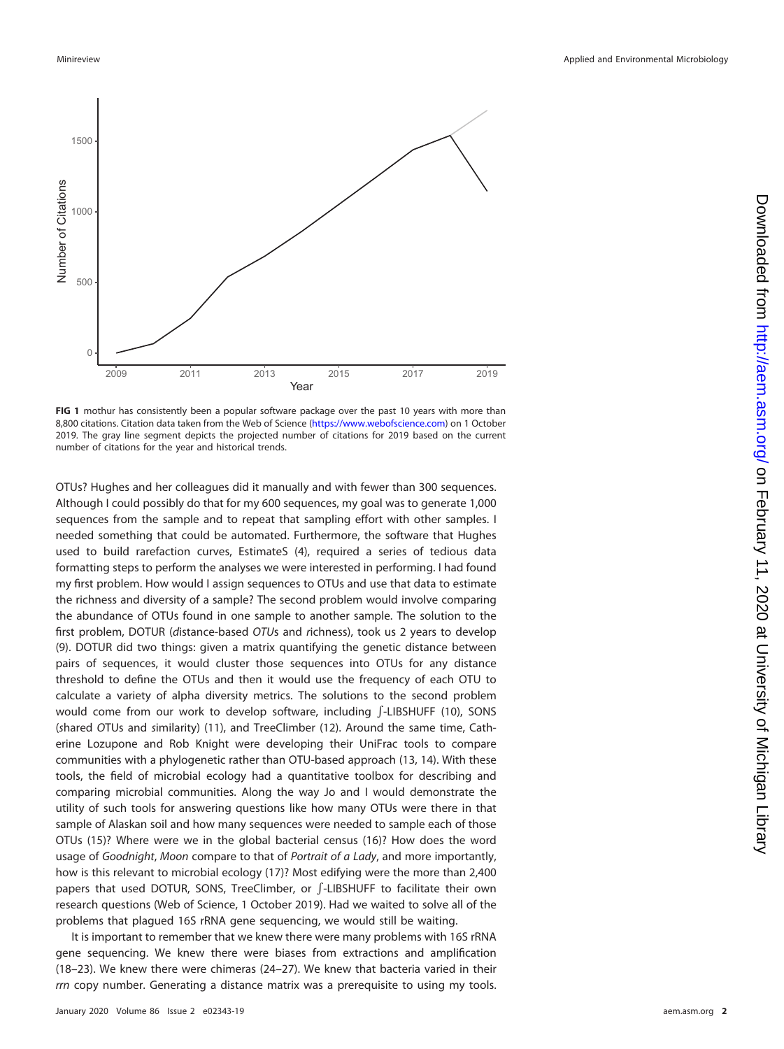**FIG 1** mothur has consistently been a popular software package over the past 10 years with more than 8,800 citations. Citation data taken from the Web of Science (https://www.webofscience.com) on 1 October 2019. The gray line segment depicts the projected number of citations for 2019 based on the current number of citations for the year and historical trends.

OTUs? Hughes and her colleagues did it manually and with fewer than 300 sequences. Although I could possibly do that for my 600 sequences, my goal was to generate 1,000 sequences from the sample and to repeat that sampling effort with other samples. I needed something that could be automated. Furthermore, the software that Hughes used to build rarefaction curves, EstimateS (4), required a series of tedious data formatting steps to perform the analyses we were interested in performing. I had found my first problem. How would I assign sequences to OTUs and use that data to estimate the richness and diversity of a sample? The second problem would involve comparing the abundance of OTUs found in one sample to another sample. The solution to the first problem, DOTUR (*d*istance-based *OTU*s and *r*ichness), took us 2 years to develop (9). DOTUR did two things: given a matrix quantifying the genetic distance between pairs of sequences, it would cluster those sequences into OTUs for any distance threshold to define the OTUs and then it would use the frequency of each OTU to calculate a variety of alpha diversity metrics. The solutions to the second problem would come from our work to develop software, including ∫-LIBSHUFF (10), SONS (*s*hared *O*TUs and *s*imilarity) (11), and TreeClimber (12). Around the same time, Catherine Lozupone and Rob Knight were developing their UniFrac tools to compare communities with a phylogenetic rather than OTU-based approach (13, 14). With these tools, the field of microbial ecology had a quantitative toolbox for describing and comparing microbial communities. Along the way Jo and I would demonstrate the utility of such tools for answering questions like how many OTUs were there in that sample of Alaskan soil and how many sequences were needed to sample each of those OTUs (15)? Where were we in the global bacterial census (16)? How does the word usage of *Goodnight, Moon* compare to that of *Portrait of a Lady*, and more importantly, how is this relevant to microbial ecology (17)? Most edifying were the more than 2,400 papers that used DOTUR, SONS, TreeClimber, or ∫-LIBSHUFF to facilitate their own research questions (Web of Science, 1 October 2019). Had we waited to solve all of the problems that plagued 16S rRNA gene sequencing, we would still be waiting.

It is important to remember that we knew there were many problems with 16S rRNA gene sequencing. We knew there were biases from extractions and amplification (18–23). We knew there were chimeras (24–27). We knew that bacteria varied in their *rrn* copy number. Generating a distance matrix was a prerequisite to using my tools.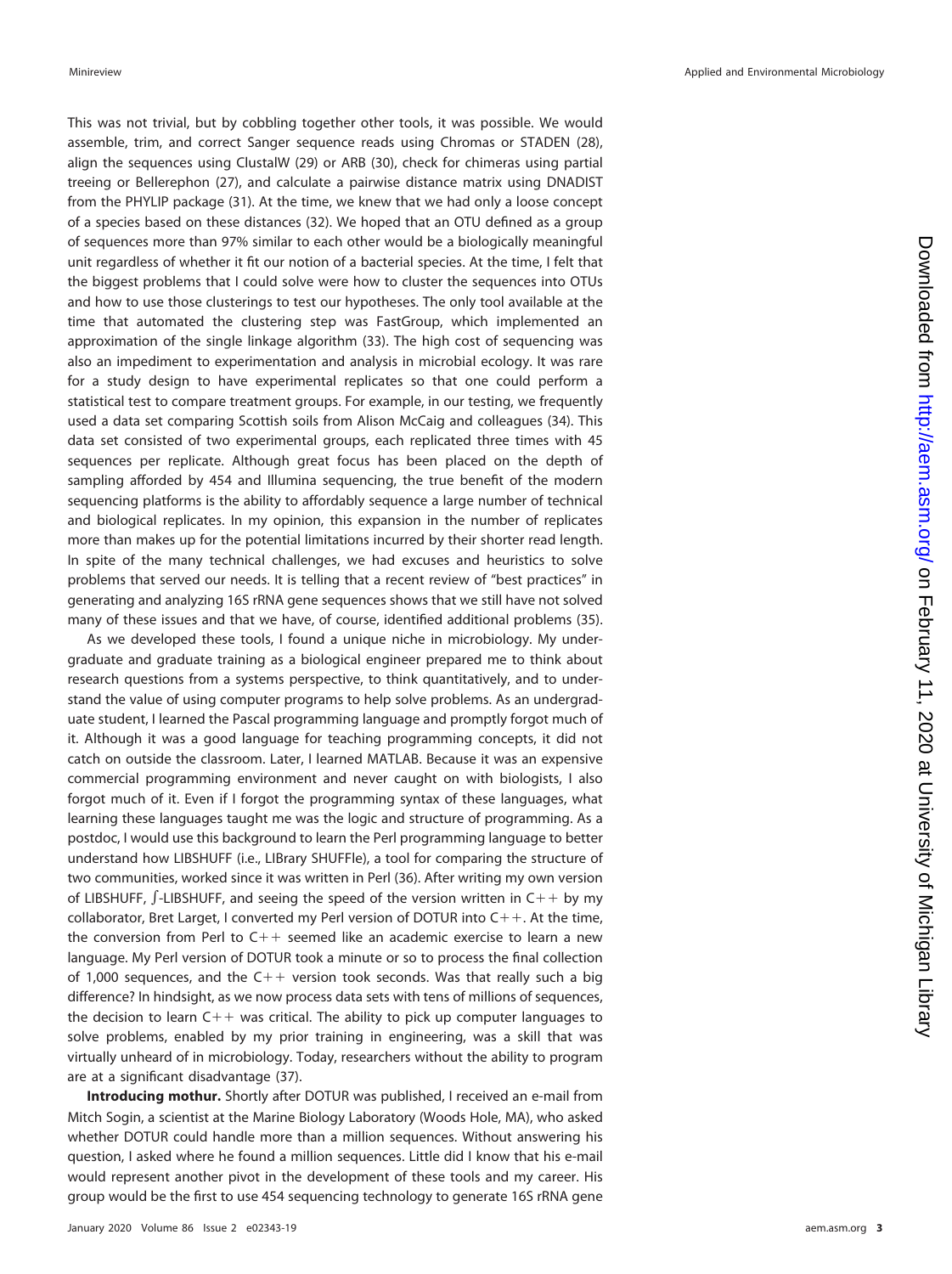This was not trivial, but by cobbling together other tools, it was possible. We would assemble, trim, and correct Sanger sequence reads using Chromas or STADEN (28), align the sequences using ClustalW (29) or ARB (30), check for chimeras using partial treeing or Bellerephon (27), and calculate a pairwise distance matrix using DNADIST from the PHYLIP package (31). At the time, we knew that we had only a loose concept of a species based on these distances (32). We hoped that an OTU defined as a group of sequences more than 97% similar to each other would be a biologically meaningful unit regardless of whether it fit our notion of a bacterial species. At the time, I felt that the biggest problems that I could solve were how to cluster the sequences into OTUs and how to use those clusterings to test our hypotheses. The only tool available at the time that automated the clustering step was FastGroup, which implemented an approximation of the single linkage algorithm (33). The high cost of sequencing was also an impediment to experimentation and analysis in microbial ecology. It was rare for a study design to have experimental replicates so that one could perform a statistical test to compare treatment groups. For example, in our testing, we frequently used a data set comparing Scottish soils from Alison McCaig and colleagues (34). This data set consisted of two experimental groups, each replicated three times with 45 sequences per replicate. Although great focus has been placed on the depth of sampling afforded by 454 and Illumina sequencing, the true benefit of the modern sequencing platforms is the ability to affordably sequence a large number of technical and biological replicates. In my opinion, this expansion in the number of replicates more than makes up for the potential limitations incurred by their shorter read length. In spite of the many technical challenges, we had excuses and heuristics to solve problems that served our needs. It is telling that a recent review of "best practices" in generating and analyzing 16S rRNA gene sequences shows that we still have not solved many of these issues and that we have, of course, identified additional problems (35).

As we developed these tools, I found a unique niche in microbiology. My undergraduate and graduate training as a biological engineer prepared me to think about research questions from a systems perspective, to think quantitatively, and to understand the value of using computer programs to help solve problems. As an undergraduate student, I learned the Pascal programming language and promptly forgot much of it. Although it was a good language for teaching programming concepts, it did not catch on outside the classroom. Later, I learned MATLAB. Because it was an expensive commercial programming environment and never caught on with biologists, I also forgot much of it. Even if I forgot the programming syntax of these languages, what learning these languages taught me was the logic and structure of programming. As a postdoc, I would use this background to learn the Perl programming language to better understand how LIBSHUFF (i.e., LIBrary SHUFFle), a tool for comparing the structure of two communities, worked since it was written in Perl (36). After writing my own version of LIBSHUFF, ∫-LIBSHUFF, and seeing the speed of the version written in C++ by my collaborator, Bret Larget, I converted my Perl version of DOTUR into C++. At the time, the conversion from Perl to C++ seemed like an academic exercise to learn a new language. My Perl version of DOTUR took a minute or so to process the final collection of 1,000 sequences, and the C++ version took seconds. Was that really such a big difference? In hindsight, as we now process data sets with tens of millions of sequences, the decision to learn C++ was critical. The ability to pick up computer languages to solve problems, enabled by my prior training in engineering, was a skill that was virtually unheard of in microbiology. Today, researchers without the ability to program are at a significant disadvantage (37).

**Introducing mothur.** Shortly after DOTUR was published, I received an e-mail from Mitch Sogin, a scientist at the Marine Biology Laboratory (Woods Hole, MA), who asked whether DOTUR could handle more than a million sequences. Without answering his question, I asked where he found a million sequences. Little did I know that his e-mail would represent another pivot in the development of these tools and my career. His group would be the first to use 454 sequencing technology to generate 16S rRNA gene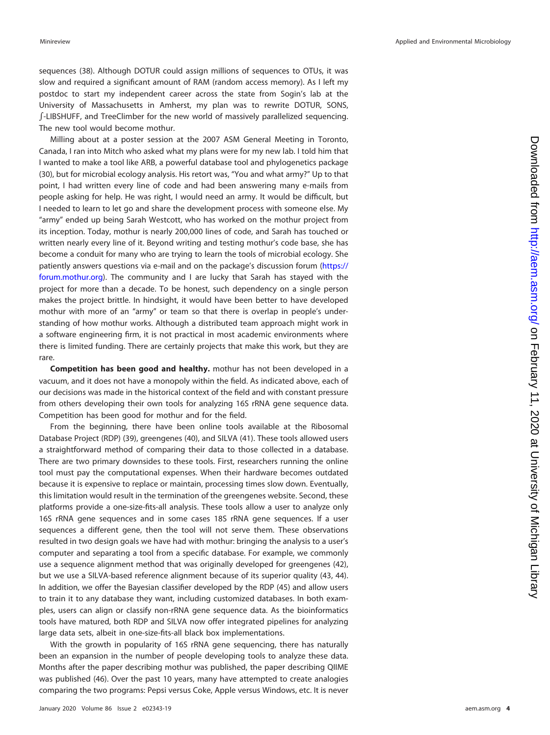sequences (38). Although DOTUR could assign millions of sequences to OTUs, it was slow and required a significant amount of RAM (random access memory). As I left my postdoc to start my independent career across the state from Sogin's lab at the University of Massachusetts in Amherst, my plan was to rewrite DOTUR, SONS, ∫-LIBSHUFF, and TreeClimber for the new world of massively parallelized sequencing. The new tool would become mothur.

Milling about at a poster session at the 2007 ASM General Meeting in Toronto, Canada, I ran into Mitch who asked what my plans were for my new lab. I told him that I wanted to make a tool like ARB, a powerful database tool and phylogenetics package (30), but for microbial ecology analysis. His retort was, "You and what army?" Up to that point, I had written every line of code and had been answering many e-mails from people asking for help. He was right, I would need an army. It would be difficult, but I needed to learn to let go and share the development process with someone else. My "army" ended up being Sarah Westcott, who has worked on the mothur project from its inception. Today, mothur is nearly 200,000 lines of code, and Sarah has touched or written nearly every line of it. Beyond writing and testing mothur's code base, she has become a conduit for many who are trying to learn the tools of microbial ecology. She patiently answers questions via e-mail and on the package's discussion forum (https://forum.mothur.org). The community and I are lucky that Sarah has stayed with the project for more than a decade. To be honest, such dependency on a single person makes the project brittle. In hindsight, it would have been better to have developed mothur with more of an "army" or team so that there is overlap in people's understanding of how mothur works. Although a distributed team approach might work in a software engineering firm, it is not practical in most academic environments where there is limited funding. There are certainly projects that make this work, but they are rare.

**Competition has been good and healthy.** mothur has not been developed in a vacuum, and it does not have a monopoly within the field. As indicated above, each of our decisions was made in the historical context of the field and with constant pressure from others developing their own tools for analyzing 16S rRNA gene sequence data. Competition has been good for mothur and for the field.

From the beginning, there have been online tools available at the Ribosomal Database Project (RDP) (39), greengenes (40), and SILVA (41). These tools allowed users a straightforward method of comparing their data to those collected in a database. There are two primary downsides to these tools. First, researchers running the online tool must pay the computational expenses. When their hardware becomes outdated because it is expensive to replace or maintain, processing times slow down. Eventually, this limitation would result in the termination of the greengenes website. Second, these platforms provide a one-size-fits-all analysis. These tools allow a user to analyze only 16S rRNA gene sequences and in some cases 18S rRNA gene sequences. If a user sequences a different gene, then the tool will not serve them. These observations resulted in two design goals we have had with mothur: bringing the analysis to a user's computer and separating a tool from a specific database. For example, we commonly use a sequence alignment method that was originally developed for greengenes (42), but we use a SILVA-based reference alignment because of its superior quality (43, 44). In addition, we offer the Bayesian classifier developed by the RDP (45) and allow users to train it to any database they want, including customized databases. In both examples, users can align or classify non-rRNA gene sequence data. As the bioinformatics tools have matured, both RDP and SILVA now offer integrated pipelines for analyzing large data sets, albeit in one-size-fits-all black box implementations.

With the growth in popularity of 16S rRNA gene sequencing, there has naturally been an expansion in the number of people developing tools to analyze these data. Months after the paper describing mothur was published, the paper describing QIIME was published (46). Over the past 10 years, many have attempted to create analogies comparing the two programs: Pepsi versus Coke, Apple versus Windows, etc. It is never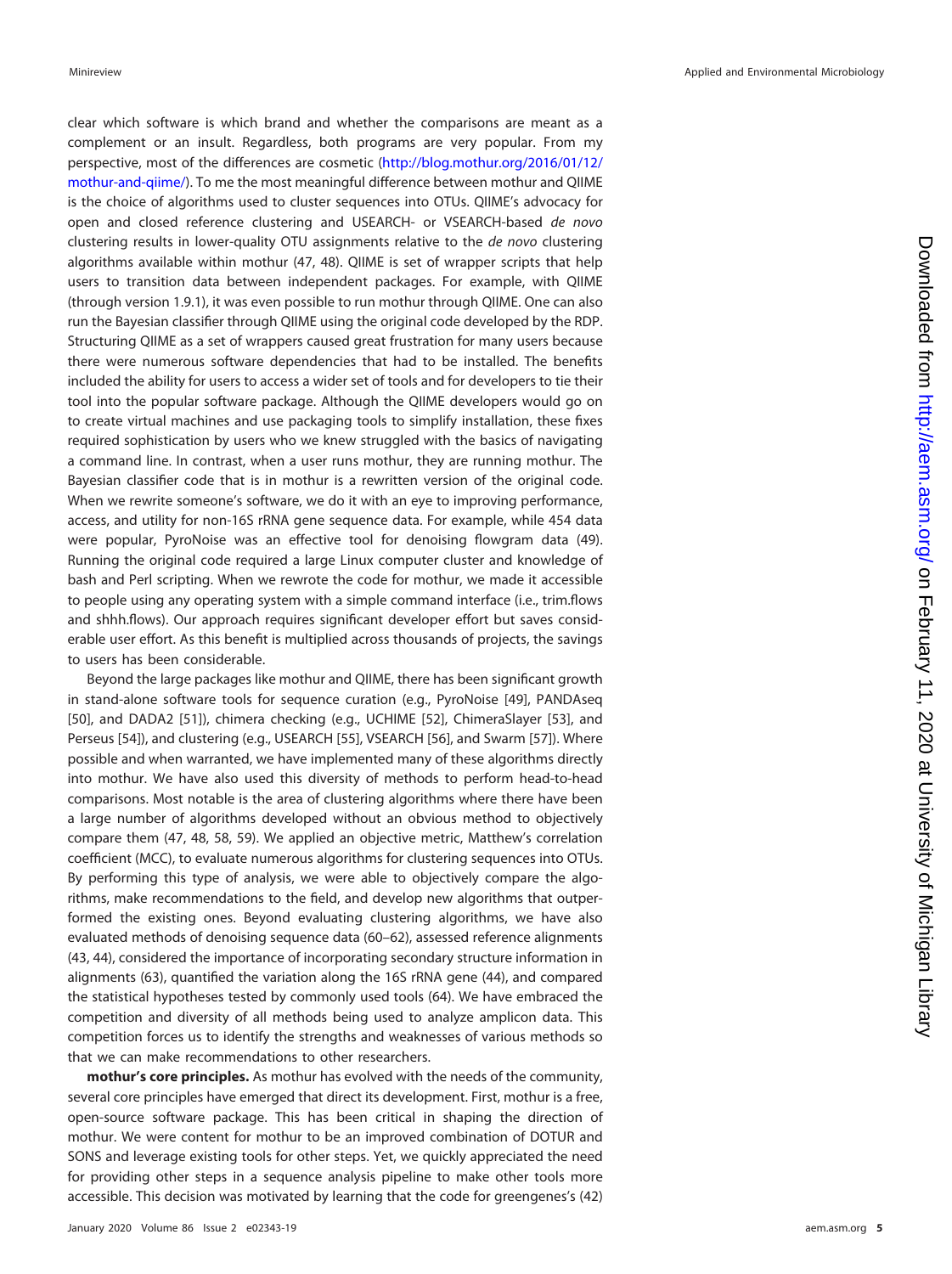clear which software is which brand and whether the comparisons are meant as a complement or an insult. Regardless, both programs are very popular. From my perspective, most of the differences are cosmetic (http://blog.mothur.org/2016/01/12/mothur-and-qiime/). To me the most meaningful difference between mothur and QIIME is the choice of algorithms used to cluster sequences into OTUs. QIIME's advocacy for open and closed reference clustering and USEARCH- or VSEARCH-based *de novo* clustering results in lower-quality OTU assignments relative to the *de novo* clustering algorithms available within mothur (47, 48). QIIME is set of wrapper scripts that help users to transition data between independent packages. For example, with QIIME (through version 1.9.1), it was even possible to run mothur through QIIME. One can also run the Bayesian classifier through QIIME using the original code developed by the RDP. Structuring QIIME as a set of wrappers caused great frustration for many users because there were numerous software dependencies that had to be installed. The benefits included the ability for users to access a wider set of tools and for developers to tie their tool into the popular software package. Although the QIIME developers would go on to create virtual machines and use packaging tools to simplify installation, these fixes required sophistication by users who we knew struggled with the basics of navigating a command line. In contrast, when a user runs mothur, they are running mothur. The Bayesian classifier code that is in mothur is a rewritten version of the original code. When we rewrite someone's software, we do it with an eye to improving performance, access, and utility for non-16S rRNA gene sequence data. For example, while 454 data were popular, PyroNoise was an effective tool for denoising flowgram data (49). Running the original code required a large Linux computer cluster and knowledge of bash and Perl scripting. When we rewrote the code for mothur, we made it accessible to people using any operating system with a simple command interface (i.e., trim.flows and shhh.flows). Our approach requires significant developer effort but saves considerable user effort. As this benefit is multiplied across thousands of projects, the savings to users has been considerable.

Beyond the large packages like mothur and QIIME, there has been significant growth in stand-alone software tools for sequence curation (e.g., PyroNoise [49], PANDAseq [50], and DADA2 [51]), chimera checking (e.g., UCHIME [52], ChimeraSlayer [53], and Perseus [54]), and clustering (e.g., USEARCH [55], VSEARCH [56], and Swarm [57]). Where possible and when warranted, we have implemented many of these algorithms directly into mothur. We have also used this diversity of methods to perform head-to-head comparisons. Most notable is the area of clustering algorithms where there have been a large number of algorithms developed without an obvious method to objectively compare them (47, 48, 58, 59). We applied an objective metric, Matthew's correlation coefficient (MCC), to evaluate numerous algorithms for clustering sequences into OTUs. By performing this type of analysis, we were able to objectively compare the algorithms, make recommendations to the field, and develop new algorithms that outperformed the existing ones. Beyond evaluating clustering algorithms, we have also evaluated methods of denoising sequence data (60–62), assessed reference alignments (43, 44), considered the importance of incorporating secondary structure information in alignments (63), quantified the variation along the 16S rRNA gene (44), and compared the statistical hypotheses tested by commonly used tools (64). We have embraced the competition and diversity of all methods being used to analyze amplicon data. This competition forces us to identify the strengths and weaknesses of various methods so that we can make recommendations to other researchers.

**mothur's core principles.** As mothur has evolved with the needs of the community, several core principles have emerged that direct its development. First, mothur is a free, open-source software package. This has been critical in shaping the direction of mothur. We were content for mothur to be an improved combination of DOTUR and SONS and leverage existing tools for other steps. Yet, we quickly appreciated the need for providing other steps in a sequence analysis pipeline to make other tools more accessible. This decision was motivated by learning that the code for greengenes's (42)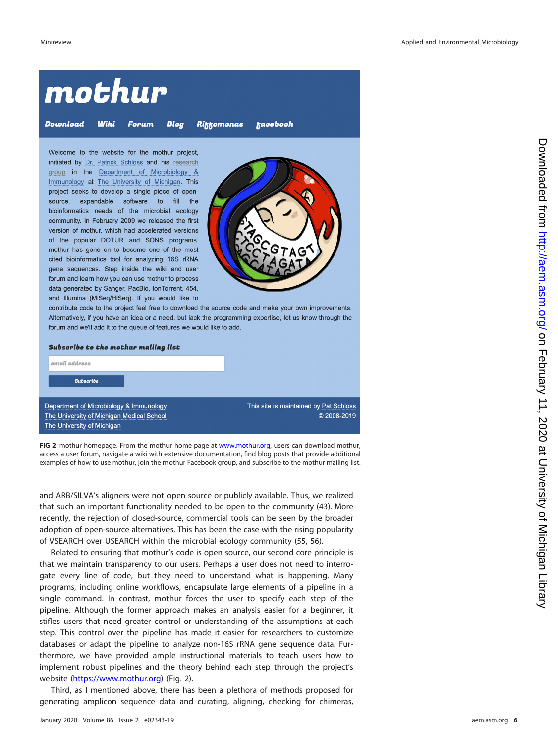FIG 2 mothur homepage. From the mothur home page at www.mothur.org, users can download mothur, access a user forum, navigate a wiki with extensive documentation, find blog posts that provide additional examples of how to use mothur, join the mothur Facebook group, and subscribe to the mothur mailing list.

and ARB/SILVA's aligners were not open source or publicly available. Thus, we realized that such an important functionality needed to be open to the community (43). More recently, the rejection of closed-source, commercial tools can be seen by the broader adoption of open-source alternatives. This has been the case with the rising popularity of VSEARCH over USEARCH within the microbial ecology community (55, 56).

Related to ensuring that mothur's code is open source, our second core principle is that we maintain transparency to our users. Perhaps a user does not need to interrogate every line of code, but they need to understand what is happening. Many programs, including online workflows, encapsulate large elements of a pipeline in a single command. In contrast, mothur forces the user to specify each step of the pipeline. Although the former approach makes an analysis easier for a beginner, it stifles users that need greater control or understanding of the assumptions at each step. This control over the pipeline has made it easier for researchers to customize databases or adapt the pipeline to analyze non-16S rRNA gene sequence data. Furthermore, we have provided ample instructional materials to teach users how to implement robust pipelines and the theory behind each step through the project's website (https://www.mothur.org) (Fig. 2).

Third, as I mentioned above, there has been a plethora of methods proposed for generating amplicon sequence data and curating, aligning, checking for chimeras,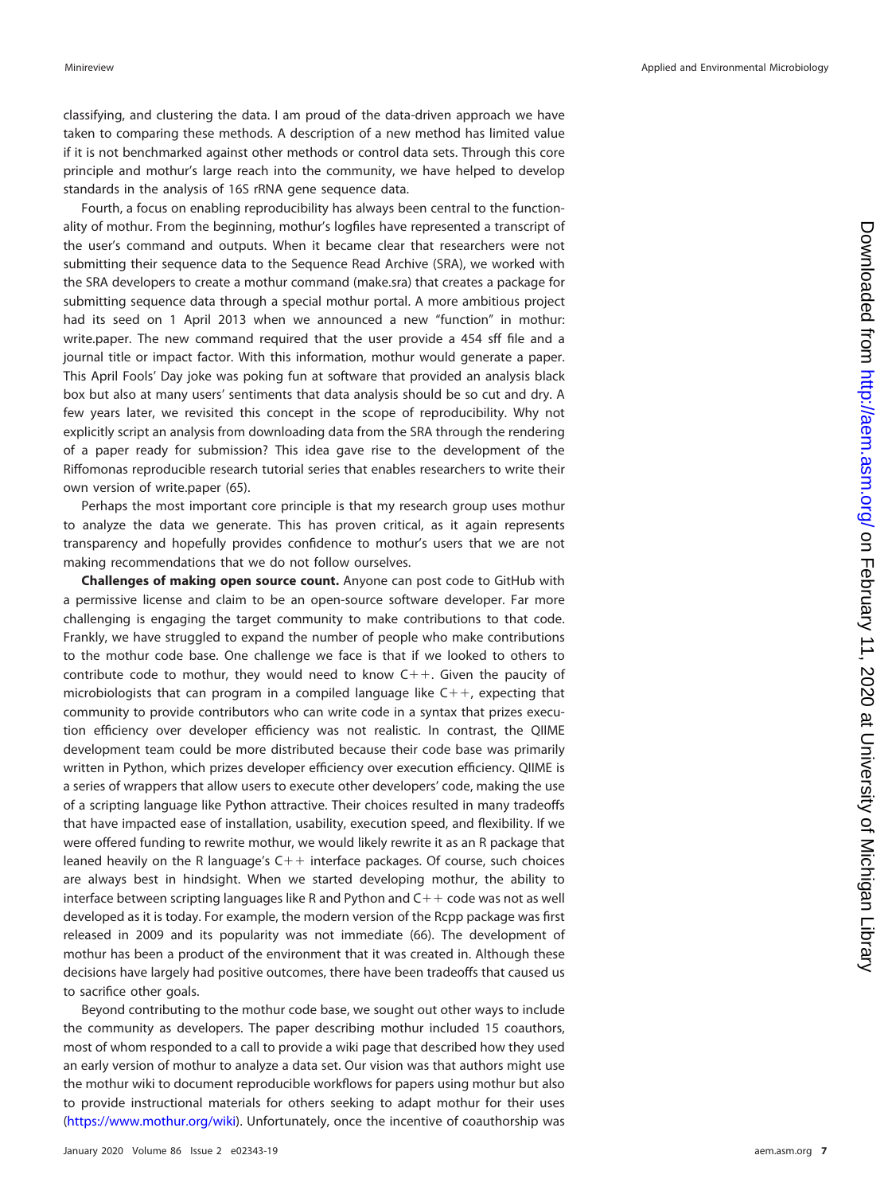classifying, and clustering the data. I am proud of the data-driven approach we have taken to comparing these methods. A description of a new method has limited value if it is not benchmarked against other methods or control data sets. Through this core principle and mothur's large reach into the community, we have helped to develop standards in the analysis of 16S rRNA gene sequence data.

Fourth, a focus on enabling reproducibility has always been central to the functionality of mothur. From the beginning, mothur's logfiles have represented a transcript of the user's command and outputs. When it became clear that researchers were not submitting their sequence data to the Sequence Read Archive (SRA), we worked with the SRA developers to create a mothur command (make.sra) that creates a package for submitting sequence data through a special mothur portal. A more ambitious project had its seed on 1 April 2013 when we announced a new "function" in mothur: write.paper. The new command required that the user provide a 454 sff file and a journal title or impact factor. With this information, mothur would generate a paper. This April Fools' Day joke was poking fun at software that provided an analysis black box but also at many users' sentiments that data analysis should be so cut and dry. A few years later, we revisited this concept in the scope of reproducibility. Why not explicitly script an analysis from downloading data from the SRA through the rendering of a paper ready for submission? This idea gave rise to the development of the Riffomonas reproducible research tutorial series that enables researchers to write their own version of write.paper (65).

Perhaps the most important core principle is that my research group uses mothur to analyze the data we generate. This has proven critical, as it again represents transparency and hopefully provides confidence to mothur's users that we are not making recommendations that we do not follow ourselves.

**Challenges of making open source count.** Anyone can post code to GitHub with a permissive license and claim to be an open-source software developer. Far more challenging is engaging the target community to make contributions to that code. Frankly, we have struggled to expand the number of people who make contributions to the mothur code base. One challenge we face is that if we looked to others to contribute code to mothur, they would need to know C++. Given the paucity of microbiologists that can program in a compiled language like C++, expecting that community to provide contributors who can write code in a syntax that prizes execution efficiency over developer efficiency was not realistic. In contrast, the QIIME development team could be more distributed because their code base was primarily written in Python, which prizes developer efficiency over execution efficiency. QIIME is a series of wrappers that allow users to execute other developers' code, making the use of a scripting language like Python attractive. Their choices resulted in many tradeoffs that have impacted ease of installation, usability, execution speed, and flexibility. If we were offered funding to rewrite mothur, we would likely rewrite it as an R package that leaned heavily on the R language's C++ interface packages. Of course, such choices are always best in hindsight. When we started developing mothur, the ability to interface between scripting languages like R and Python and C++ code was not as well developed as it is today. For example, the modern version of the Rcpp package was first released in 2009 and its popularity was not immediate (66). The development of mothur has been a product of the environment that it was created in. Although these decisions have largely had positive outcomes, there have been tradeoffs that caused us to sacrifice other goals.

Beyond contributing to the mothur code base, we sought out other ways to include the community as developers. The paper describing mothur included 15 coauthors, most of whom responded to a call to provide a wiki page that described how they used an early version of mothur to analyze a data set. Our vision was that authors might use the mothur wiki to document reproducible workflows for papers using mothur but also to provide instructional materials for others seeking to adapt mothur for their uses (https://www.mothur.org/wiki). Unfortunately, once the incentive of coauthorship was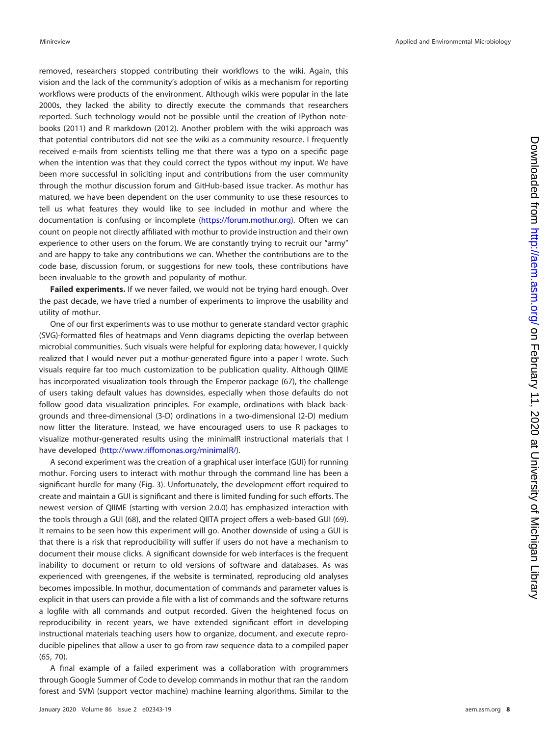removed, researchers stopped contributing their workflows to the wiki. Again, this vision and the lack of the community's adoption of wikis as a mechanism for reporting workflows were products of the environment. Although wikis were popular in the late 2000s, they lacked the ability to directly execute the commands that researchers reported. Such technology would not be possible until the creation of IPython notebooks (2011) and R markdown (2012). Another problem with the wiki approach was that potential contributors did not see the wiki as a community resource. I frequently received e-mails from scientists telling me that there was a typo on a specific page when the intention was that they could correct the typos without my input. We have been more successful in soliciting input and contributions from the user community through the mothur discussion forum and GitHub-based issue tracker. As mothur has matured, we have been dependent on the user community to use these resources to tell us what features they would like to see included in mothur and where the documentation is confusing or incomplete (https://forum.mothur.org). Often we can count on people not directly affiliated with mothur to provide instruction and their own experience to other users on the forum. We are constantly trying to recruit our "army" and are happy to take any contributions we can. Whether the contributions are to the code base, discussion forum, or suggestions for new tools, these contributions have been invaluable to the growth and popularity of mothur.

**Failed experiments.** If we never failed, we would not be trying hard enough. Over the past decade, we have tried a number of experiments to improve the usability and utility of mothur.

One of our first experiments was to use mothur to generate standard vector graphic (SVG)-formatted files of heatmaps and Venn diagrams depicting the overlap between microbial communities. Such visuals were helpful for exploring data; however, I quickly realized that I would never put a mothur-generated figure into a paper I wrote. Such visuals require far too much customization to be publication quality. Although QIIME has incorporated visualization tools through the Emperor package (67), the challenge of users taking default values has downsides, especially when those defaults do not follow good data visualization principles. For example, ordinations with black backgrounds and three-dimensional (3-D) ordinations in a two-dimensional (2-D) medium now litter the literature. Instead, we have encouraged users to use R packages to visualize mothur-generated results using the minimalR instructional materials that I have developed (http://www.riffomonas.org/minimalR/).

A second experiment was the creation of a graphical user interface (GUI) for running mothur. Forcing users to interact with mothur through the command line has been a significant hurdle for many (Fig. 3). Unfortunately, the development effort required to create and maintain a GUI is significant and there is limited funding for such efforts. The newest version of QIIME (starting with version 2.0.0) has emphasized interaction with the tools through a GUI (68), and the related QIITA project offers a web-based GUI (69). It remains to be seen how this experiment will go. Another downside of using a GUI is that there is a risk that reproducibility will suffer if users do not have a mechanism to document their mouse clicks. A significant downside for web interfaces is the frequent inability to document or return to old versions of software and databases. As was experienced with greengenes, if the website is terminated, reproducing old analyses becomes impossible. In mothur, documentation of commands and parameter values is explicit in that users can provide a file with a list of commands and the software returns a logfile with all commands and output recorded. Given the heightened focus on reproducibility in recent years, we have extended significant effort in developing instructional materials teaching users how to organize, document, and execute reproducible pipelines that allow a user to go from raw sequence data to a compiled paper (65, 70).

A final example of a failed experiment was a collaboration with programmers through Google Summer of Code to develop commands in mothur that ran the random forest and SVM (support vector machine) machine learning algorithms. Similar to the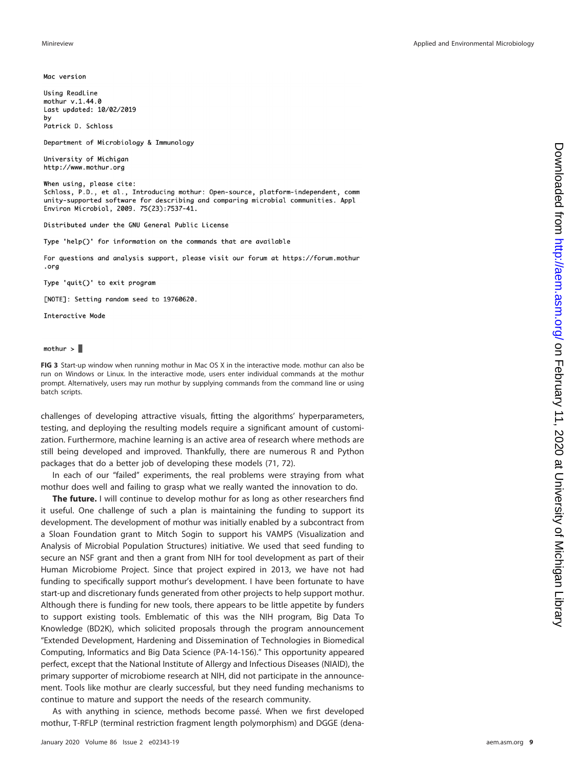```
Mac version

Using ReadLine
mothur v.1.44.0
Last updated: 10/02/2019
by
Patrick D. Schloss

Department of Microbiology & Immunology

University of Michigan
http://www.mothur.org

When using, please cite:
Schloss, P.D., et al., Introducing mothur: Open-source, platform-independent, comm
unity-supported software for describing and comparing microbial communities. Appl
Environ Microbiol, 2009. 75(23):7537-41.

Distributed under the GNU General Public License

Type 'help()' for information on the commands that are available

For questions and analysis support, please visit our forum at https://forum.mothur
.org

Type 'quit()' to exit program

[NOTE]: Setting random seed to 19760620.

Interactive Mode


mothur >
```

**FIG 3** Start-up window when running mothur in Mac OS X in the interactive mode. mothur can also be run on Windows or Linux. In the interactive mode, users enter individual commands at the mothur prompt. Alternatively, users may run mothur by supplying commands from the command line or using batch scripts.

challenges of developing attractive visuals, fitting the algorithms' hyperparameters, testing, and deploying the resulting models require a significant amount of customization. Furthermore, machine learning is an active area of research where methods are still being developed and improved. Thankfully, there are numerous R and Python packages that do a better job of developing these models (71, 72).

In each of our "failed" experiments, the real problems were straying from what mothur does well and failing to grasp what we really wanted the innovation to do.

**The future.** I will continue to develop mothur for as long as other researchers find it useful. One challenge of such a plan is maintaining the funding to support its development. The development of mothur was initially enabled by a subcontract from a Sloan Foundation grant to Mitch Sogin to support his VAMPS (Visualization and Analysis of Microbial Population Structures) initiative. We used that seed funding to secure an NSF grant and then a grant from NIH for tool development as part of their Human Microbiome Project. Since that project expired in 2013, we have not had funding to specifically support mothur's development. I have been fortunate to have start-up and discretionary funds generated from other projects to help support mothur. Although there is funding for new tools, there appears to be little appetite by funders to support existing tools. Emblematic of this was the NIH program, Big Data To Knowledge (BD2K), which solicited proposals through the program announcement "Extended Development, Hardening and Dissemination of Technologies in Biomedical Computing, Informatics and Big Data Science (PA-14-156)." This opportunity appeared perfect, except that the National Institute of Allergy and Infectious Diseases (NIAID), the primary supporter of microbiome research at NIH, did not participate in the announcement. Tools like mothur are clearly successful, but they need funding mechanisms to continue to mature and support the needs of the research community.

As with anything in science, methods become passé. When we first developed mothur, T-RFLP (terminal restriction fragment length polymorphism) and DGGE (dena-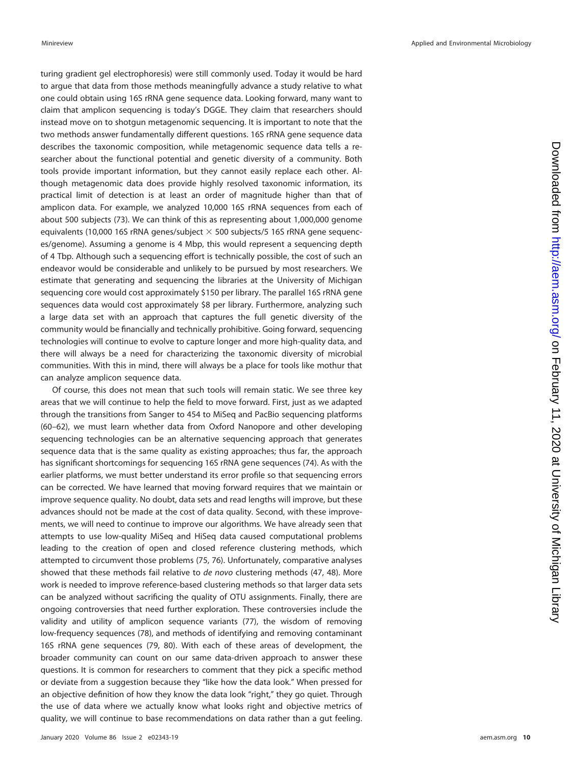turing gradient gel electrophoresis) were still commonly used. Today it would be hard to argue that data from those methods meaningfully advance a study relative to what one could obtain using 16S rRNA gene sequence data. Looking forward, many want to claim that amplicon sequencing is today's DGGE. They claim that researchers should instead move on to shotgun metagenomic sequencing. It is important to note that the two methods answer fundamentally different questions. 16S rRNA gene sequence data describes the taxonomic composition, while metagenomic sequence data tells a researcher about the functional potential and genetic diversity of a community. Both tools provide important information, but they cannot easily replace each other. Although metagenomic data does provide highly resolved taxonomic information, its practical limit of detection is at least an order of magnitude higher than that of amplicon data. For example, we analyzed 10,000 16S rRNA sequences from each of about 500 subjects (73). We can think of this as representing about 1,000,000 genome equivalents (10,000 16S rRNA genes/subject $\times$ 500 subjects/5 16S rRNA gene sequences/genome). Assuming a genome is 4 Mbp, this would represent a sequencing depth of 4 Tbp. Although such a sequencing effort is technically possible, the cost of such an endeavor would be considerable and unlikely to be pursued by most researchers. We estimate that generating and sequencing the libraries at the University of Michigan sequencing core would cost approximately $150 per library. The parallel 16S rRNA gene sequences data would cost approximately $8 per library. Furthermore, analyzing such a large data set with an approach that captures the full genetic diversity of the community would be financially and technically prohibitive. Going forward, sequencing technologies will continue to evolve to capture longer and more high-quality data, and there will always be a need for characterizing the taxonomic diversity of microbial communities. With this in mind, there will always be a place for tools like mothur that can analyze amplicon sequence data.

Of course, this does not mean that such tools will remain static. We see three key areas that we will continue to help the field to move forward. First, just as we adapted through the transitions from Sanger to 454 to MiSeq and PacBio sequencing platforms (60–62), we must learn whether data from Oxford Nanopore and other developing sequencing technologies can be an alternative sequencing approach that generates sequence data that is the same quality as existing approaches; thus far, the approach has significant shortcomings for sequencing 16S rRNA gene sequences (74). As with the earlier platforms, we must better understand its error profile so that sequencing errors can be corrected. We have learned that moving forward requires that we maintain or improve sequence quality. No doubt, data sets and read lengths will improve, but these advances should not be made at the cost of data quality. Second, with these improvements, we will need to continue to improve our algorithms. We have already seen that attempts to use low-quality MiSeq and HiSeq data caused computational problems leading to the creation of open and closed reference clustering methods, which attempted to circumvent those problems (75, 76). Unfortunately, comparative analyses showed that these methods fail relative to *de novo* clustering methods (47, 48). More work is needed to improve reference-based clustering methods so that larger data sets can be analyzed without sacrificing the quality of OTU assignments. Finally, there are ongoing controversies that need further exploration. These controversies include the validity and utility of amplicon sequence variants (77), the wisdom of removing low-frequency sequences (78), and methods of identifying and removing contaminant 16S rRNA gene sequences (79, 80). With each of these areas of development, the broader community can count on our same data-driven approach to answer these questions. It is common for researchers to comment that they pick a specific method or deviate from a suggestion because they "like how the data look." When pressed for an objective definition of how they know the data look "right," they go quiet. Through the use of data where we actually know what looks right and objective metrics of quality, we will continue to base recommendations on data rather than a gut feeling.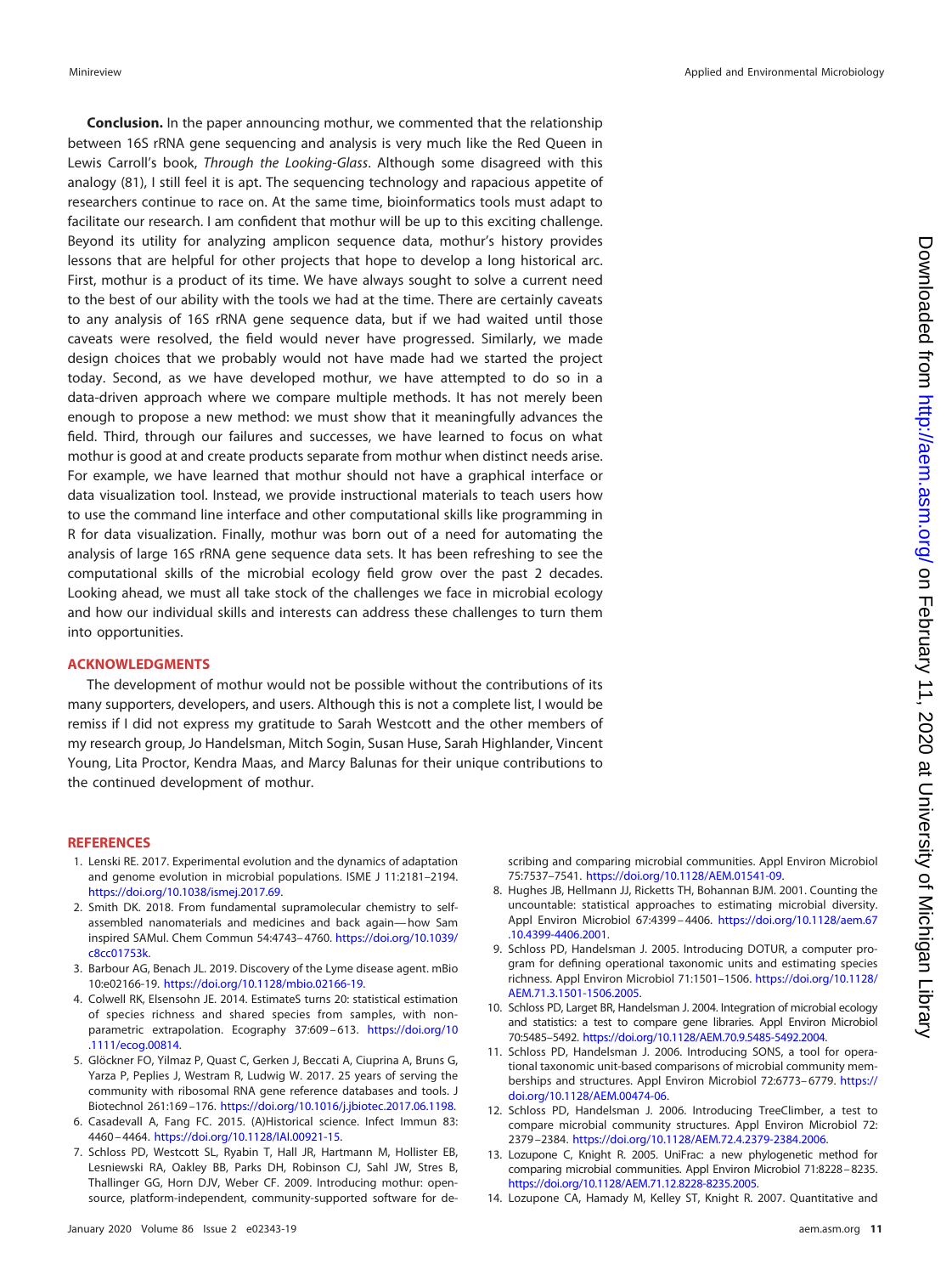**Conclusion.** In the paper announcing mothur, we commented that the relationship between 16S rRNA gene sequencing and analysis is very much like the Red Queen in Lewis Carroll's book, *Through the Looking-Glass*. Although some disagreed with this analogy (81), I still feel it is apt. The sequencing technology and rapacious appetite of researchers continue to race on. At the same time, bioinformatics tools must adapt to facilitate our research. I am confident that mothur will be up to this exciting challenge. Beyond its utility for analyzing amplicon sequence data, mothur's history provides lessons that are helpful for other projects that hope to develop a long historical arc. First, mothur is a product of its time. We have always sought to solve a current need to the best of our ability with the tools we had at the time. There are certainly caveats to any analysis of 16S rRNA gene sequence data, but if we had waited until those caveats were resolved, the field would never have progressed. Similarly, we made design choices that we probably would not have made had we started the project today. Second, as we have developed mothur, we have attempted to do so in a data-driven approach where we compare multiple methods. It has not merely been enough to propose a new method: we must show that it meaningfully advances the field. Third, through our failures and successes, we have learned to focus on what mothur is good at and create products separate from mothur when distinct needs arise. For example, we have learned that mothur should not have a graphical interface or data visualization tool. Instead, we provide instructional materials to teach users how to use the command line interface and other computational skills like programming in R for data visualization. Finally, mothur was born out of a need for automating the analysis of large 16S rRNA gene sequence data sets. It has been refreshing to see the computational skills of the microbial ecology field grow over the past 2 decades. Looking ahead, we must all take stock of the challenges we face in microbial ecology and how our individual skills and interests can address these challenges to turn them into opportunities.

## ACKNOWLEDGMENTS

The development of mothur would not be possible without the contributions of its many supporters, developers, and users. Although this is not a complete list, I would be remiss if I did not express my gratitude to Sarah Westcott and the other members of my research group, Jo Handelsman, Mitch Sogin, Susan Huse, Sarah Highlander, Vincent Young, Lita Proctor, Kendra Maas, and Marcy Balunas for their unique contributions to the continued development of mothur.

## REFERENCES

1. Lenski RE. 2017. Experimental evolution and the dynamics of adaptation and genome evolution in microbial populations. ISME J 11:2181–2194. https://doi.org/10.1038/ismej.2017.69.
2. Smith DK. 2018. From fundamental supramolecular chemistry to self-assembled nanomaterials and medicines and back again—how Sam inspired SAMul. Chem Commun 54:4743–4760. https://doi.org/10.1039/c8cc01753k.
3. Barbour AG, Benach JL. 2019. Discovery of the Lyme disease agent. mBio 10:e02166-19. https://doi.org/10.1128/mbio.02166-19.
4. Colwell RK, Elsensohn JE. 2014. EstimateS turns 20: statistical estimation of species richness and shared species from samples, with non-parametric extrapolation. Ecography 37:609–613. https://doi.org/10.1111/ecog.00814.
5. Glöckner FO, Yilmaz P, Quast C, Gerken J, Beccati A, Ciuprina A, Bruns G, Yarza P, Peplies J, Westram R, Ludwig W. 2017. 25 years of serving the community with ribosomal RNA gene reference databases and tools. J Biotechnol 261:169–176. https://doi.org/10.1016/j.jbiotec.2017.06.1198.
6. Casadevall A, Fang FC. 2015. (A)Historical science. Infect Immun 83:4460–4464. https://doi.org/10.1128/IAI.00921-15.
7. Schloss PD, Westcott SL, Ryabin T, Hall JR, Hartmann M, Hollister EB, Lesniewski RA, Oakley BB, Parks DH, Robinson CJ, Sahl JW, Stres B, Thallinger GG, Horn DJV, Weber CF. 2009. Introducing mothur: open-source, platform-independent, community-supported software for describing and comparing microbial communities. Appl Environ Microbiol 75:7537–7541. https://doi.org/10.1128/AEM.01541-09.
8. Hughes JB, Hellmann JJ, Ricketts TH, Bohannan BJM. 2001. Counting the uncountable: statistical approaches to estimating microbial diversity. Appl Environ Microbiol 67:4399–4406. https://doi.org/10.1128/aem.67.10.4399-4406.2001.
9. Schloss PD, Handelsman J. 2005. Introducing DOTUR, a computer program for defining operational taxonomic units and estimating species richness. Appl Environ Microbiol 71:1501–1506. https://doi.org/10.1128/AEM.71.3.1501-1506.2005.
10. Schloss PD, Larget BR, Handelsman J. 2004. Integration of microbial ecology and statistics: a test to compare gene libraries. Appl Environ Microbiol 70:5485–5492. https://doi.org/10.1128/AEM.70.9.5485-5492.2004.
11. Schloss PD, Handelsman J. 2006. Introducing SONS, a tool for operational taxonomic unit-based comparisons of microbial community memberships and structures. Appl Environ Microbiol 72:6773–6779. https://doi.org/10.1128/AEM.00474-06.
12. Schloss PD, Handelsman J. 2006. Introducing TreeClimber, a test to compare microbial community structures. Appl Environ Microbiol 72:2379–2384. https://doi.org/10.1128/AEM.72.4.2379-2384.2006.
13. Lozupone C, Knight R. 2005. UniFrac: a new phylogenetic method for comparing microbial communities. Appl Environ Microbiol 71:8228–8235. https://doi.org/10.1128/AEM.71.12.8228-8235.2005.
14. Lozupone CA, Hamady M, Kelley ST, Knight R. 2007. Quantitative and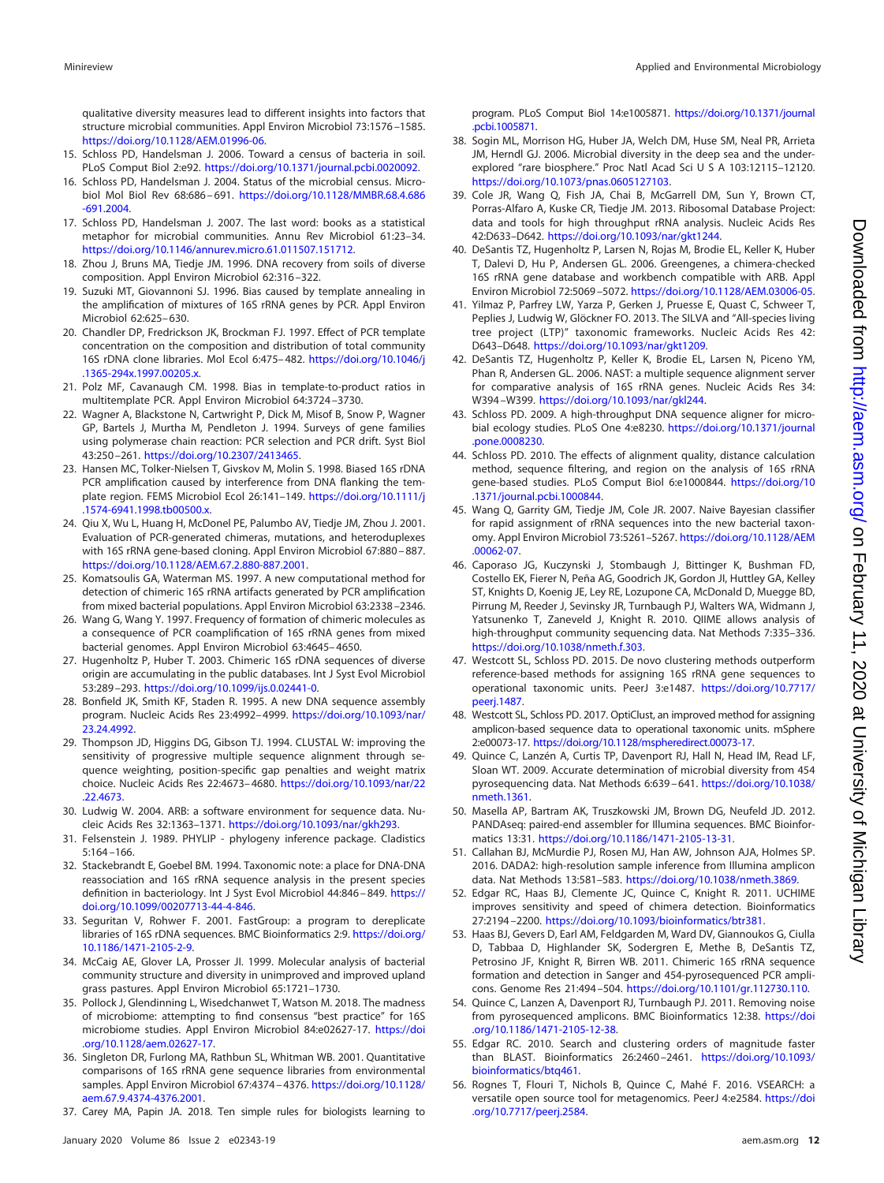qualitative diversity measures lead to different insights into factors that structure microbial communities. Appl Environ Microbiol 73:1576–1585. https://doi.org/10.1128/AEM.01996-06.

15. Schloss PD, Handelsman J. 2006. Toward a census of bacteria in soil. PLoS Comput Biol 2:e92. https://doi.org/10.1371/journal.pcbi.0020092.
16. Schloss PD, Handelsman J. 2004. Status of the microbial census. Microbiol Mol Biol Rev 68:686–691. https://doi.org/10.1128/MMBR.68.4.686-691.2004.
17. Schloss PD, Handelsman J. 2007. The last word: books as a statistical metaphor for microbial communities. Annu Rev Microbiol 61:23–34. https://doi.org/10.1146/annurev.micro.61.011507.151712.
18. Zhou J, Bruns MA, Tiedje JM. 1996. DNA recovery from soils of diverse composition. Appl Environ Microbiol 62:316–322.
19. Suzuki MT, Giovannoni SJ. 1996. Bias caused by template annealing in the amplification of mixtures of 16S rRNA genes by PCR. Appl Environ Microbiol 62:625–630.
20. Chandler DP, Fredrickson JK, Brockman FJ. 1997. Effect of PCR template concentration on the composition and distribution of total community 16S rDNA clone libraries. Mol Ecol 6:475–482. https://doi.org/10.1046/j.1365-294x.1997.00205.x.
21. Polz MF, Cavanaugh CM. 1998. Bias in template-to-product ratios in multitemplate PCR. Appl Environ Microbiol 64:3724–3730.
22. Wagner A, Blackstone N, Cartwright P, Dick M, Misof B, Snow P, Wagner GP, Bartels J, Murtha M, Pendleton J. 1994. Surveys of gene families using polymerase chain reaction: PCR selection and PCR drift. Syst Biol 43:250–261. https://doi.org/10.2307/2413465.
23. Hansen MC, Tolker-Nielsen T, Givskov M, Molin S. 1998. Biased 16S rDNA PCR amplification caused by interference from DNA flanking the template region. FEMS Microbiol Ecol 26:141–149. https://doi.org/10.1111/j.1574-6941.1998.tb00500.x.
24. Qiu X, Wu L, Huang H, McDonel PE, Palumbo AV, Tiedje JM, Zhou J. 2001. Evaluation of PCR-generated chimeras, mutations, and heteroduplexes with 16S rRNA gene-based cloning. Appl Environ Microbiol 67:880–887. https://doi.org/10.1128/AEM.67.2.880-887.2001.
25. Komatsoulis GA, Waterman MS. 1997. A new computational method for detection of chimeric 16S rRNA artifacts generated by PCR amplification from mixed bacterial populations. Appl Environ Microbiol 63:2338–2346.
26. Wang G, Wang Y. 1997. Frequency of formation of chimeric molecules as a consequence of PCR coamplification of 16S rRNA genes from mixed bacterial genomes. Appl Environ Microbiol 63:4645–4650.
27. Hugenholtz P, Huber T. 2003. Chimeric 16S rDNA sequences of diverse origin are accumulating in the public databases. Int J Syst Evol Microbiol 53:289–293. https://doi.org/10.1099/ijs.0.02441-0.
28. Bonfield JK, Smith KF, Staden R. 1995. A new DNA sequence assembly program. Nucleic Acids Res 23:4992–4999. https://doi.org/10.1093/nar/23.24.4992.
29. Thompson JD, Higgins DG, Gibson TJ. 1994. CLUSTAL W: improving the sensitivity of progressive multiple sequence alignment through sequence weighting, position-specific gap penalties and weight matrix choice. Nucleic Acids Res 22:4673–4680. https://doi.org/10.1093/nar/22.22.4673.
30. Ludwig W. 2004. ARB: a software environment for sequence data. Nucleic Acids Res 32:1363–1371. https://doi.org/10.1093/nar/gkh293.
31. Felsenstein J. 1989. PHYLIP - phylogeny inference package. Cladistics 5:164–166.
32. Stackebrandt E, Goebel BM. 1994. Taxonomic note: a place for DNA-DNA reassociation and 16S rRNA sequence analysis in the present species definition in bacteriology. Int J Syst Evol Microbiol 44:846–849. https://doi.org/10.1099/00207713-44-4-846.
33. Seguritan V, Rohwer F. 2001. FastGroup: a program to dereplicate libraries of 16S rDNA sequences. BMC Bioinformatics 2:9. https://doi.org/10.1186/1471-2105-2-9.
34. McCaig AE, Glover LA, Prosser JI. 1999. Molecular analysis of bacterial community structure and diversity in unimproved and improved upland grass pastures. Appl Environ Microbiol 65:1721–1730.
35. Pollock J, Glendinning L, Wisedchanwet T, Watson M. 2018. The madness of microbiome: attempting to find consensus "best practice" for 16S microbiome studies. Appl Environ Microbiol 84:e02627-17. https://doi.org/10.1128/aem.02627-17.
36. Singleton DR, Furlong MA, Rathbun SL, Whitman WB. 2001. Quantitative comparisons of 16S rRNA gene sequence libraries from environmental samples. Appl Environ Microbiol 67:4374–4376. https://doi.org/10.1128/aem.67.9.4374-4376.2001.
37. Carey MA, Papin JA. 2018. Ten simple rules for biologists learning to program. PLoS Comput Biol 14:e1005871. https://doi.org/10.1371/journal.pcbi.1005871.
38. Sogin ML, Morrison HG, Huber JA, Welch DM, Huse SM, Neal PR, Arrieta JM, Herndl GJ. 2006. Microbial diversity in the deep sea and the underexplored "rare biosphere." Proc Natl Acad Sci U S A 103:12115–12120. https://doi.org/10.1073/pnas.0605127103.
39. Cole JR, Wang Q, Fish JA, Chai B, McGarrell DM, Sun Y, Brown CT, Porras-Alfaro A, Kuske CR, Tiedje JM. 2013. Ribosomal Database Project: data and tools for high throughput rRNA analysis. Nucleic Acids Res 42:D633–D642. https://doi.org/10.1093/nar/gkt1244.
40. DeSantis TZ, Hugenholtz P, Larsen N, Rojas M, Brodie EL, Keller K, Huber T, Dalevi D, Hu P, Andersen GL. 2006. Greengenes, a chimera-checked 16S rRNA gene database and workbench compatible with ARB. Appl Environ Microbiol 72:5069–5072. https://doi.org/10.1128/AEM.03006-05.
41. Yilmaz P, Parfrey LW, Yarza P, Gerken J, Pruesse E, Quast C, Schweer T, Peplies J, Ludwig W, Glöckner FO. 2013. The SILVA and "All-species living tree project (LTP)" taxonomic frameworks. Nucleic Acids Res 42:D643–D648. https://doi.org/10.1093/nar/gkt1209.
42. DeSantis TZ, Hugenholtz P, Keller K, Brodie EL, Larsen N, Piceno YM, Phan R, Andersen GL. 2006. NAST: a multiple sequence alignment server for comparative analysis of 16S rRNA genes. Nucleic Acids Res 34:W394–W399. https://doi.org/10.1093/nar/gkl244.
43. Schloss PD. 2009. A high-throughput DNA sequence aligner for microbial ecology studies. PLoS One 4:e8230. https://doi.org/10.1371/journal.pone.0008230.
44. Schloss PD. 2010. The effects of alignment quality, distance calculation method, sequence filtering, and region on the analysis of 16S rRNA gene-based studies. PLoS Comput Biol 6:e1000844. https://doi.org/10.1371/journal.pcbi.1000844.
45. Wang Q, Garrity GM, Tiedje JM, Cole JR. 2007. Naive Bayesian classifier for rapid assignment of rRNA sequences into the new bacterial taxonomy. Appl Environ Microbiol 73:5261–5267. https://doi.org/10.1128/AEM.00062-07.
46. Caporaso JG, Kuczynski J, Stombaugh J, Bittinger K, Bushman FD, Costello EK, Fierer N, Peña AG, Goodrich JK, Gordon JI, Huttley GA, Kelley ST, Knights D, Koenig JE, Ley RE, Lozupone CA, McDonald D, Muegge BD, Pirrung M, Reeder J, Sevinsky JR, Turnbaugh PJ, Walters WA, Widmann J, Yatsunenko T, Zaneveld J, Knight R. 2010. QIIME allows analysis of high-throughput community sequencing data. Nat Methods 7:335–336. https://doi.org/10.1038/nmeth.f.303.
47. Westcott SL, Schloss PD. 2015. De novo clustering methods outperform reference-based methods for assigning 16S rRNA gene sequences to operational taxonomic units. PeerJ 3:e1487. https://doi.org/10.7717/peerj.1487.
48. Westcott SL, Schloss PD. 2017. OptiClust, an improved method for assigning amplicon-based sequence data to operational taxonomic units. mSphere 2:e00073-17. https://doi.org/10.1128/mspheredirect.00073-17.
49. Quince C, Lanzén A, Curtis TP, Davenport RJ, Hall N, Head IM, Read LF, Sloan WT. 2009. Accurate determination of microbial diversity from 454 pyrosequencing data. Nat Methods 6:639–641. https://doi.org/10.1038/nmeth.1361.
50. Masella AP, Bartram AK, Truszkowski JM, Brown DG, Neufeld JD. 2012. PANDAseq: paired-end assembler for Illumina sequences. BMC Bioinformatics 13:31. https://doi.org/10.1186/1471-2105-13-31.
51. Callahan BJ, McMurdie PJ, Rosen MJ, Han AW, Johnson AJA, Holmes SP. 2016. DADA2: high-resolution sample inference from Illumina amplicon data. Nat Methods 13:581–583. https://doi.org/10.1038/nmeth.3869.
52. Edgar RC, Haas BJ, Clemente JC, Quince C, Knight R. 2011. UCHIME improves sensitivity and speed of chimera detection. Bioinformatics 27:2194–2200. https://doi.org/10.1093/bioinformatics/btr381.
53. Haas BJ, Gevers D, Earl AM, Feldgarden M, Ward DV, Giannoukos G, Ciulla D, Tabbaa D, Highlander SK, Sodergren E, Methe B, DeSantis TZ, Petrosino JF, Knight R, Birren WB. 2011. Chimeric 16S rRNA sequence formation and detection in Sanger and 454-pyrosequenced PCR amplicons. Genome Res 21:494–504. https://doi.org/10.1101/gr.112730.110.
54. Quince C, Lanzen A, Davenport RJ, Turnbaugh PJ. 2011. Removing noise from pyrosequenced amplicons. BMC Bioinformatics 12:38. https://doi.org/10.1186/1471-2105-12-38.
55. Edgar RC. 2010. Search and clustering orders of magnitude faster than BLAST. Bioinformatics 26:2460–2461. https://doi.org/10.1093/bioinformatics/btq461.
56. Rognes T, Flouri T, Nichols B, Quince C, Mahé F. 2016. VSEARCH: a versatile open source tool for metagenomics. PeerJ 4:e2584. https://doi.org/10.7717/peerj.2584.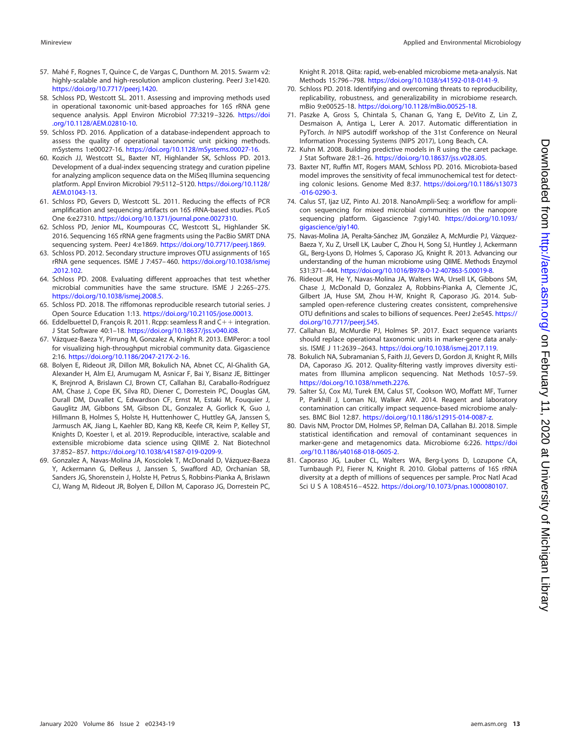57. Mahé F, Rognes T, Quince C, de Vargas C, Dunthorn M. 2015. Swarm v2: highly-scalable and high-resolution amplicon clustering. PeerJ 3:e1420. https://doi.org/10.7717/peerj.1420.
58. Schloss PD, Westcott SL. 2011. Assessing and improving methods used in operational taxonomic unit-based approaches for 16S rRNA gene sequence analysis. Appl Environ Microbiol 77:3219–3226. https://doi.org/10.1128/AEM.02810-10.
59. Schloss PD. 2016. Application of a database-independent approach to assess the quality of operational taxonomic unit picking methods. mSystems 1:e00027-16. https://doi.org/10.1128/mSystems.00027-16.
60. Kozich JJ, Westcott SL, Baxter NT, Highlander SK, Schloss PD. 2013. Development of a dual-index sequencing strategy and curation pipeline for analyzing amplicon sequence data on the MiSeq Illumina sequencing platform. Appl Environ Microbiol 79:5112–5120. https://doi.org/10.1128/AEM.01043-13.
61. Schloss PD, Gevers D, Westcott SL. 2011. Reducing the effects of PCR amplification and sequencing artifacts on 16S rRNA-based studies. PLoS One 6:e27310. https://doi.org/10.1371/journal.pone.0027310.
62. Schloss PD, Jenior ML, Koumpouras CC, Westcott SL, Highlander SK. 2016. Sequencing 16S rRNA gene fragments using the PacBio SMRT DNA sequencing system. PeerJ 4:e1869. https://doi.org/10.7717/peerj.1869.
63. Schloss PD. 2012. Secondary structure improves OTU assignments of 16S rRNA gene sequences. ISME J 7:457–460. https://doi.org/10.1038/ismej.2012.102.
64. Schloss PD. 2008. Evaluating different approaches that test whether microbial communities have the same structure. ISME J 2:265–275. https://doi.org/10.1038/ismej.2008.5.
65. Schloss PD. 2018. The riffomonas reproducible research tutorial series. J Open Source Education 1:13. https://doi.org/10.21105/jose.00013.
66. Eddelbuettel D, François R. 2011. Rcpp: seamless R and C++ integration. J Stat Software 40:1–18. https://doi.org/10.18637/jss.v040.i08.
67. Vázquez-Baeza Y, Pirrung M, Gonzalez A, Knight R. 2013. EMPeror: a tool for visualizing high-throughput microbial community data. Gigascience 2:16. https://doi.org/10.1186/2047-217X-2-16.
68. Bolyen E, Rideout JR, Dillon MR, Bokulich NA, Abnet CC, Al-Ghalith GA, Alexander H, Alm EJ, Arumugam M, Asnicar F, Bai Y, Bisanz JE, Bittinger K, Brejnrod A, Brislawn CJ, Brown CT, Callahan BJ, Caraballo-Rodríguez AM, Chase J, Cope EK, Silva RD, Diener C, Dorrestein PC, Douglas GM, Durall DM, Duvallet C, Edwardson CF, Ernst M, Estaki M, Fouquier J, Gauglitz JM, Gibbons SM, Gibson DL, Gonzalez A, Gorlick K, Guo J, Hillmann B, Holmes S, Holste H, Huttenhower C, Huttley GA, Janssen S, Jarmusch AK, Jiang L, Kaehler BD, Kang KB, Keefe CR, Keim P, Kelley ST, Knights D, Koester I, et al. 2019. Reproducible, interactive, scalable and extensible microbiome data science using QIIME 2. Nat Biotechnol 37:852–857. https://doi.org/10.1038/s41587-019-0209-9.
69. Gonzalez A, Navas-Molina JA, Kosciolek T, McDonald D, Vázquez-Baeza Y, Ackermann G, DeReus J, Janssen S, Swafford AD, Orchanian SB, Sanders JG, Shorenstein J, Holste H, Petrus S, Robbins-Pianka A, Brislawn CJ, Wang M, Rideout JR, Bolyen E, Dillon M, Caporaso JG, Dorrestein PC, Knight R. 2018. Qiita: rapid, web-enabled microbiome meta-analysis. Nat Methods 15:796–798. https://doi.org/10.1038/s41592-018-0141-9.
70. Schloss PD. 2018. Identifying and overcoming threats to reproducibility, replicability, robustness, and generalizability in microbiome research. mBio 9:e00525-18. https://doi.org/10.1128/mBio.00525-18.
71. Paszke A, Gross S, Chintala S, Chanan G, Yang E, DeVito Z, Lin Z, Desmaison A, Antiga L, Lerer A. 2017. Automatic differentiation in PyTorch. *In* NIPS autodiff workshop of the 31st Conference on Neural Information Processing Systems (NIPS 2017), Long Beach, CA.
72. Kuhn M. 2008. Building predictive models in R using the caret package. J Stat Software 28:1–26. https://doi.org/10.18637/jss.v028.i05.
73. Baxter NT, Ruffin MT, Rogers MAM, Schloss PD. 2016. Microbiota-based model improves the sensitivity of fecal immunochemical test for detecting colonic lesions. Genome Med 8:37. https://doi.org/10.1186/s13073-016-0290-3.
74. Calus ST, Ijaz UZ, Pinto AJ. 2018. NanoAmpli-Seq: a workflow for amplicon sequencing for mixed microbial communities on the nanopore sequencing platform. Gigascience 7:giy140. https://doi.org/10.1093/gigascience/giy140.
75. Navas-Molina JA, Peralta-Sánchez JM, González A, McMurdie PJ, Vázquez-Baeza Y, Xu Z, Ursell LK, Lauber C, Zhou H, Song SJ, Huntley J, Ackermann GL, Berg-Lyons D, Holmes S, Caporaso JG, Knight R. 2013. Advancing our understanding of the human microbiome using QIIME. Methods Enzymol 531:371–444. https://doi.org/10.1016/B978-0-12-407863-5.00019-8.
76. Rideout JR, He Y, Navas-Molina JA, Walters WA, Ursell LK, Gibbons SM, Chase J, McDonald D, Gonzalez A, Robbins-Pianka A, Clemente JC, Gilbert JA, Huse SM, Zhou H-W, Knight R, Caporaso JG. 2014. Subsampled open-reference clustering creates consistent, comprehensive OTU definitions and scales to billions of sequences. PeerJ 2:e545. https://doi.org/10.7717/peerj.545.
77. Callahan BJ, McMurdie PJ, Holmes SP. 2017. Exact sequence variants should replace operational taxonomic units in marker-gene data analysis. ISME J 11:2639–2643. https://doi.org/10.1038/ismej.2017.119.
78. Bokulich NA, Subramanian S, Faith JJ, Gevers D, Gordon JI, Knight R, Mills DA, Caporaso JG. 2012. Quality-filtering vastly improves diversity estimates from Illumina amplicon sequencing. Nat Methods 10:57–59. https://doi.org/10.1038/nmeth.2276.
79. Salter SJ, Cox MJ, Turek EM, Calus ST, Cookson WO, Moffatt MF, Turner P, Parkhill J, Loman NJ, Walker AW. 2014. Reagent and laboratory contamination can critically impact sequence-based microbiome analyses. BMC Biol 12:87. https://doi.org/10.1186/s12915-014-0087-z.
80. Davis NM, Proctor DM, Holmes SP, Relman DA, Callahan BJ. 2018. Simple statistical identification and removal of contaminant sequences in marker-gene and metagenomics data. Microbiome 6:226. https://doi.org/10.1186/s40168-018-0605-2.
81. Caporaso JG, Lauber CL, Walters WA, Berg-Lyons D, Lozupone CA, Turnbaugh PJ, Fierer N, Knight R. 2010. Global patterns of 16S rRNA diversity at a depth of millions of sequences per sample. Proc Natl Acad Sci U S A 108:4516–4522. https://doi.org/10.1073/pnas.1000080107.